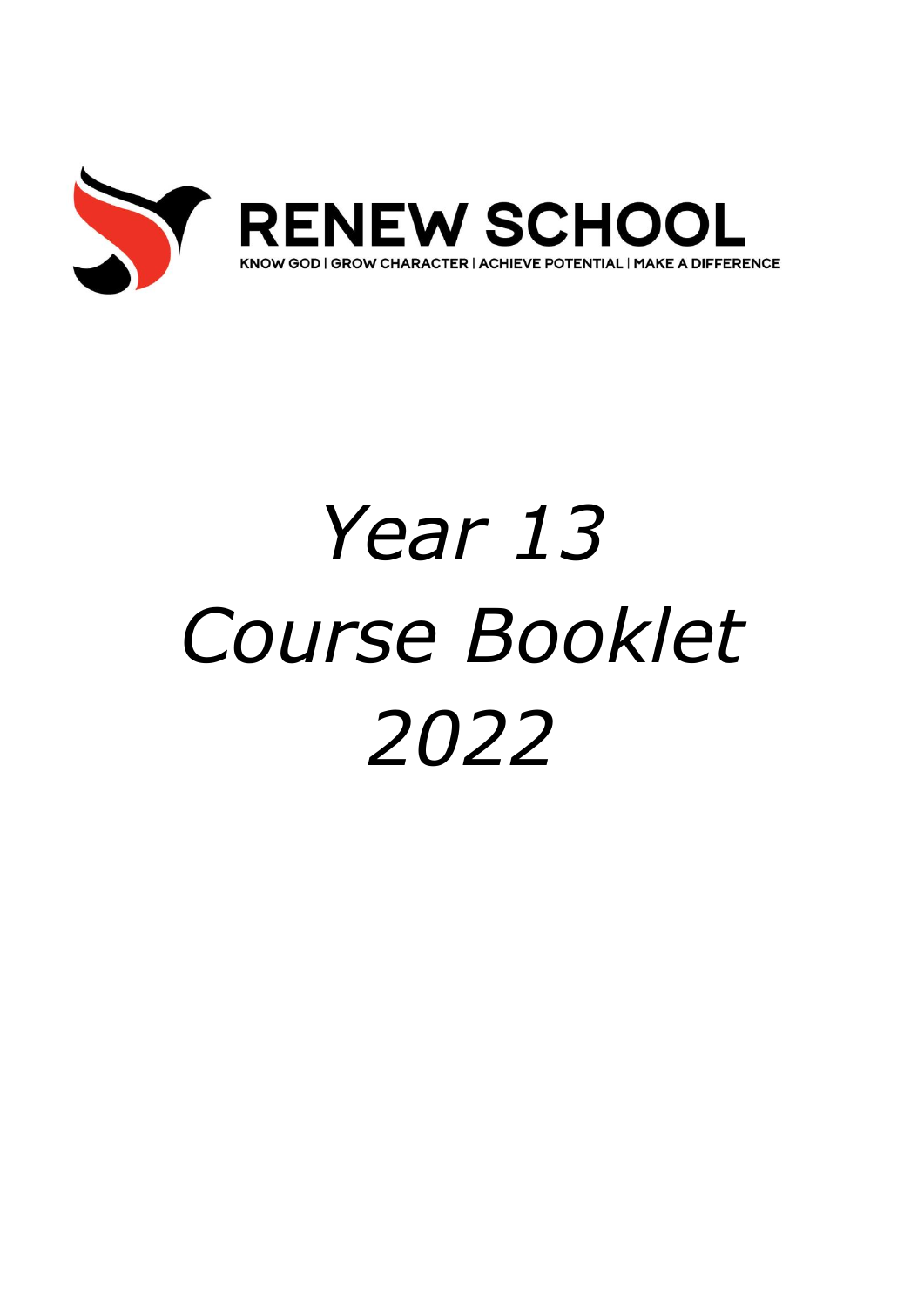**RENEW SCHOOL**

KNOW GOD | GROW CHARACTER | ACHIEVE POTENTIAL | MAKE A DIFFERENCE

# *Year 13*
# *Course Booklet*
# *2022*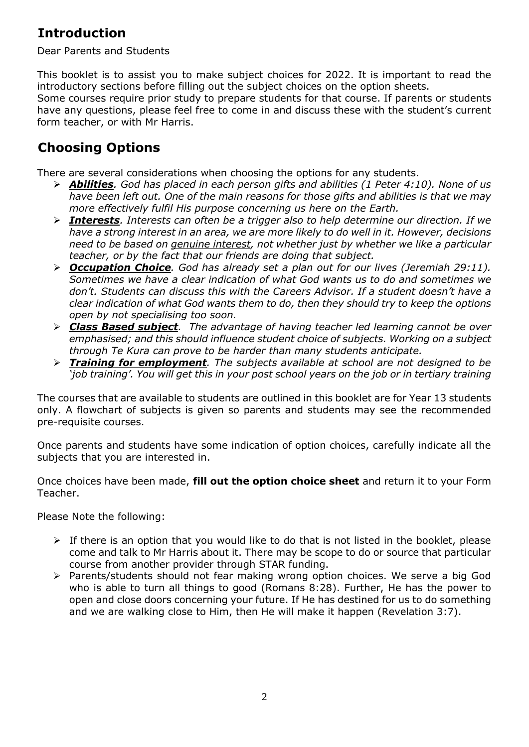## Introduction

Dear Parents and Students

This booklet is to assist you to make subject choices for 2022. It is important to read the introductory sections before filling out the subject choices on the option sheets.
Some courses require prior study to prepare students for that course. If parents or students have any questions, please feel free to come in and discuss these with the student's current form teacher, or with Mr Harris.

## Choosing Options

There are several considerations when choosing the options for any students.

- ***Abilities****. God has placed in each person gifts and abilities (1 Peter 4:10). None of us have been left out. One of the main reasons for those gifts and abilities is that we may more effectively fulfil His purpose concerning us here on the Earth.*
- ***Interests****. Interests can often be a trigger also to help determine our direction. If we have a strong interest in an area, we are more likely to do well in it. However, decisions need to be based on genuine interest, not whether just by whether we like a particular teacher, or by the fact that our friends are doing that subject.*
- ***Occupation Choice****. God has already set a plan out for our lives (Jeremiah 29:11). Sometimes we have a clear indication of what God wants us to do and sometimes we don't. Students can discuss this with the Careers Advisor. If a student doesn't have a clear indication of what God wants them to do, then they should try to keep the options open by not specialising too soon.*
- ***Class Based subject****. The advantage of having teacher led learning cannot be over emphasised; and this should influence student choice of subjects. Working on a subject through Te Kura can prove to be harder than many students anticipate.*
- ***Training for employment****. The subjects available at school are not designed to be 'job training'. You will get this in your post school years on the job or in tertiary training*

The courses that are available to students are outlined in this booklet are for Year 13 students only. A flowchart of subjects is given so parents and students may see the recommended pre-requisite courses.

Once parents and students have some indication of option choices, carefully indicate all the subjects that you are interested in.

Once choices have been made, **fill out the option choice sheet** and return it to your Form Teacher.

Please Note the following:

- If there is an option that you would like to do that is not listed in the booklet, please come and talk to Mr Harris about it. There may be scope to do or source that particular course from another provider through STAR funding.
- Parents/students should not fear making wrong option choices. We serve a big God who is able to turn all things to good (Romans 8:28). Further, He has the power to open and close doors concerning your future. If He has destined for us to do something and we are walking close to Him, then He will make it happen (Revelation 3:7).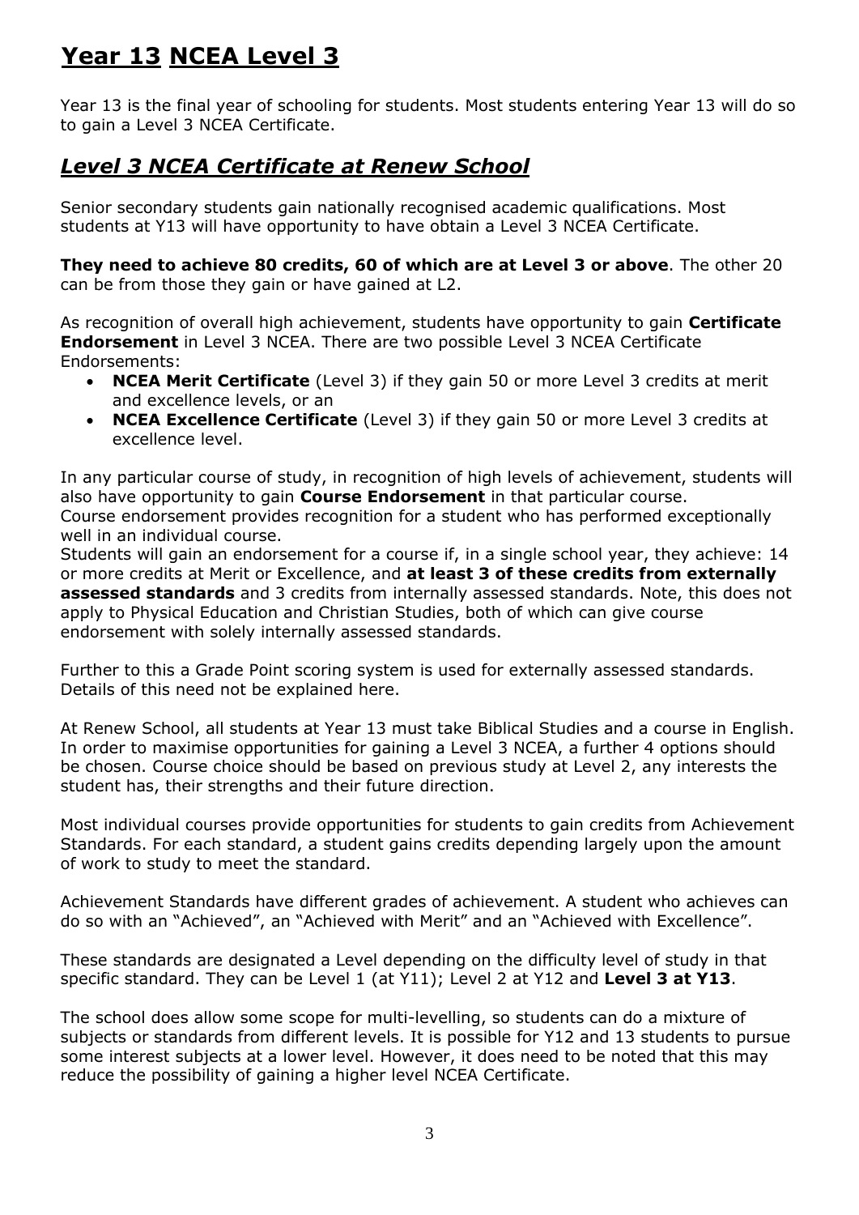# Year 13 NCEA Level 3

Year 13 is the final year of schooling for students. Most students entering Year 13 will do so to gain a Level 3 NCEA Certificate.

## *Level 3 NCEA Certificate at Renew School*

Senior secondary students gain nationally recognised academic qualifications. Most students at Y13 will have opportunity to have obtain a Level 3 NCEA Certificate.

**They need to achieve 80 credits, 60 of which are at Level 3 or above**. The other 20 can be from those they gain or have gained at L2.

As recognition of overall high achievement, students have opportunity to gain **Certificate Endorsement** in Level 3 NCEA. There are two possible Level 3 NCEA Certificate Endorsements:

- **NCEA Merit Certificate** (Level 3) if they gain 50 or more Level 3 credits at merit and excellence levels, or an
- **NCEA Excellence Certificate** (Level 3) if they gain 50 or more Level 3 credits at excellence level.

In any particular course of study, in recognition of high levels of achievement, students will also have opportunity to gain **Course Endorsement** in that particular course.
Course endorsement provides recognition for a student who has performed exceptionally well in an individual course.
Students will gain an endorsement for a course if, in a single school year, they achieve: 14 or more credits at Merit or Excellence, and **at least 3 of these credits from externally assessed standards** and 3 credits from internally assessed standards. Note, this does not apply to Physical Education and Christian Studies, both of which can give course endorsement with solely internally assessed standards.

Further to this a Grade Point scoring system is used for externally assessed standards. Details of this need not be explained here.

At Renew School, all students at Year 13 must take Biblical Studies and a course in English. In order to maximise opportunities for gaining a Level 3 NCEA, a further 4 options should be chosen. Course choice should be based on previous study at Level 2, any interests the student has, their strengths and their future direction.

Most individual courses provide opportunities for students to gain credits from Achievement Standards. For each standard, a student gains credits depending largely upon the amount of work to study to meet the standard.

Achievement Standards have different grades of achievement. A student who achieves can do so with an "Achieved", an "Achieved with Merit" and an "Achieved with Excellence".

These standards are designated a Level depending on the difficulty level of study in that specific standard. They can be Level 1 (at Y11); Level 2 at Y12 and **Level 3 at Y13**.

The school does allow some scope for multi-levelling, so students can do a mixture of subjects or standards from different levels. It is possible for Y12 and 13 students to pursue some interest subjects at a lower level. However, it does need to be noted that this may reduce the possibility of gaining a higher level NCEA Certificate.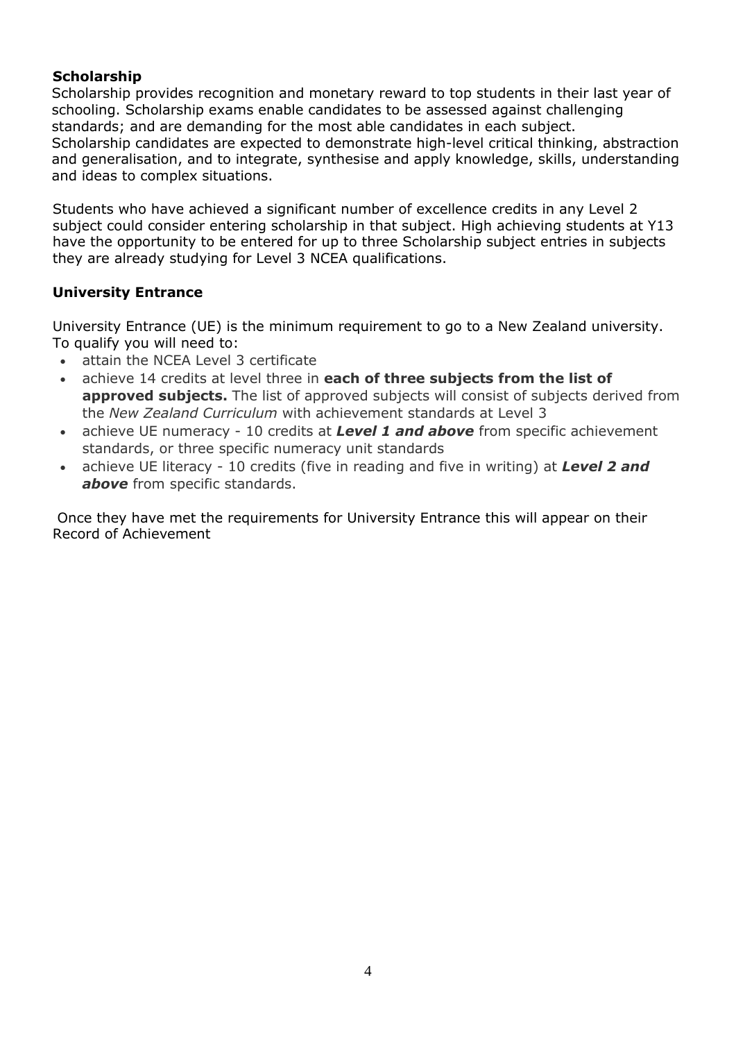### Scholarship

Scholarship provides recognition and monetary reward to top students in their last year of schooling. Scholarship exams enable candidates to be assessed against challenging standards; and are demanding for the most able candidates in each subject.
Scholarship candidates are expected to demonstrate high-level critical thinking, abstraction and generalisation, and to integrate, synthesise and apply knowledge, skills, understanding and ideas to complex situations.

Students who have achieved a significant number of excellence credits in any Level 2 subject could consider entering scholarship in that subject. High achieving students at Y13 have the opportunity to be entered for up to three Scholarship subject entries in subjects they are already studying for Level 3 NCEA qualifications.

### University Entrance

University Entrance (UE) is the minimum requirement to go to a New Zealand university. To qualify you will need to:

- attain the NCEA Level 3 certificate
- achieve 14 credits at level three in **each of three subjects from the list of approved subjects.** The list of approved subjects will consist of subjects derived from the *New Zealand Curriculum* with achievement standards at Level 3
- achieve UE numeracy - 10 credits at ***Level 1 and above*** from specific achievement standards, or three specific numeracy unit standards
- achieve UE literacy - 10 credits (five in reading and five in writing) at ***Level 2 and above*** from specific standards.

Once they have met the requirements for University Entrance this will appear on their Record of Achievement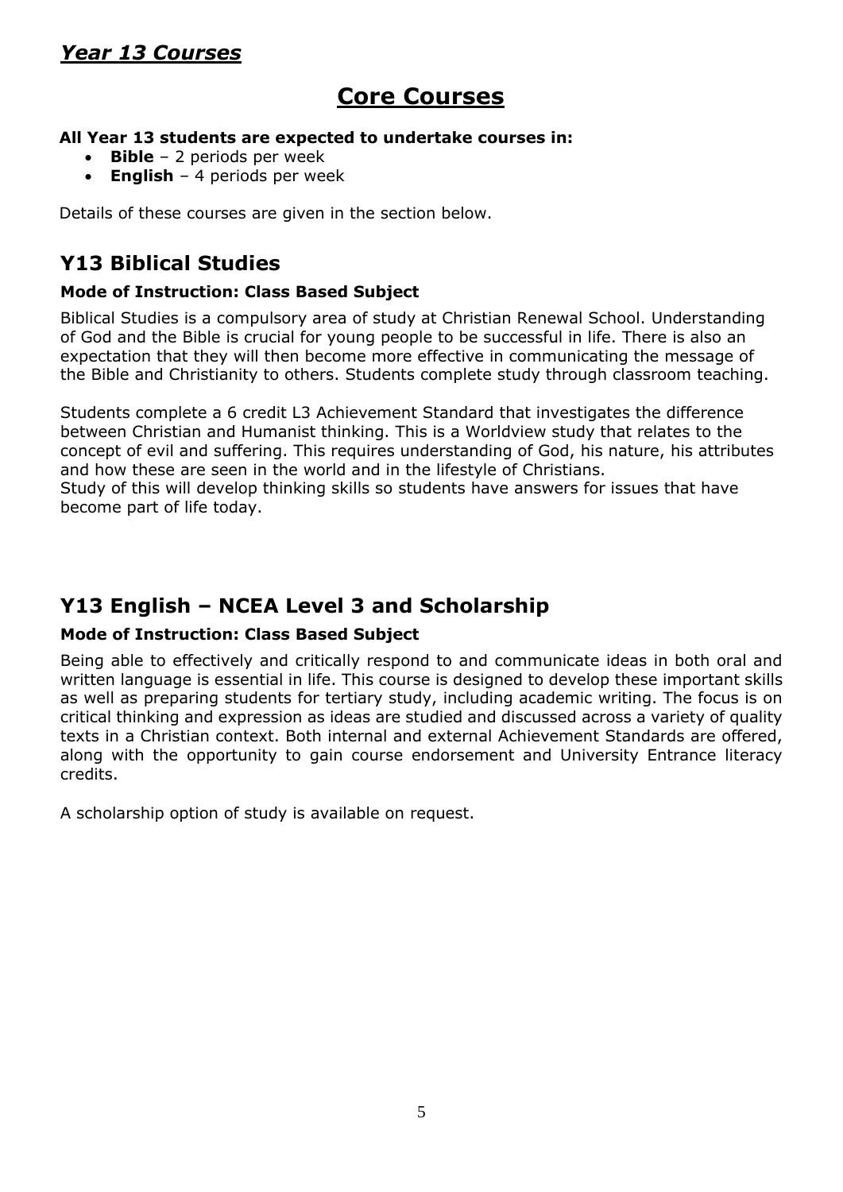## ***Year 13 Courses***

# Core Courses

**All Year 13 students are expected to undertake courses in:**

- **Bible** – 2 periods per week
- **English** – 4 periods per week

Details of these courses are given in the section below.

## Y13 Biblical Studies

### Mode of Instruction: Class Based Subject

Biblical Studies is a compulsory area of study at Christian Renewal School. Understanding of God and the Bible is crucial for young people to be successful in life. There is also an expectation that they will then become more effective in communicating the message of the Bible and Christianity to others. Students complete study through classroom teaching.

Students complete a 6 credit L3 Achievement Standard that investigates the difference between Christian and Humanist thinking. This is a Worldview study that relates to the concept of evil and suffering. This requires understanding of God, his nature, his attributes and how these are seen in the world and in the lifestyle of Christians.
Study of this will develop thinking skills so students have answers for issues that have become part of life today.

## Y13 English – NCEA Level 3 and Scholarship

### Mode of Instruction: Class Based Subject

Being able to effectively and critically respond to and communicate ideas in both oral and written language is essential in life. This course is designed to develop these important skills as well as preparing students for tertiary study, including academic writing. The focus is on critical thinking and expression as ideas are studied and discussed across a variety of quality texts in a Christian context. Both internal and external Achievement Standards are offered, along with the opportunity to gain course endorsement and University Entrance literacy credits.

A scholarship option of study is available on request.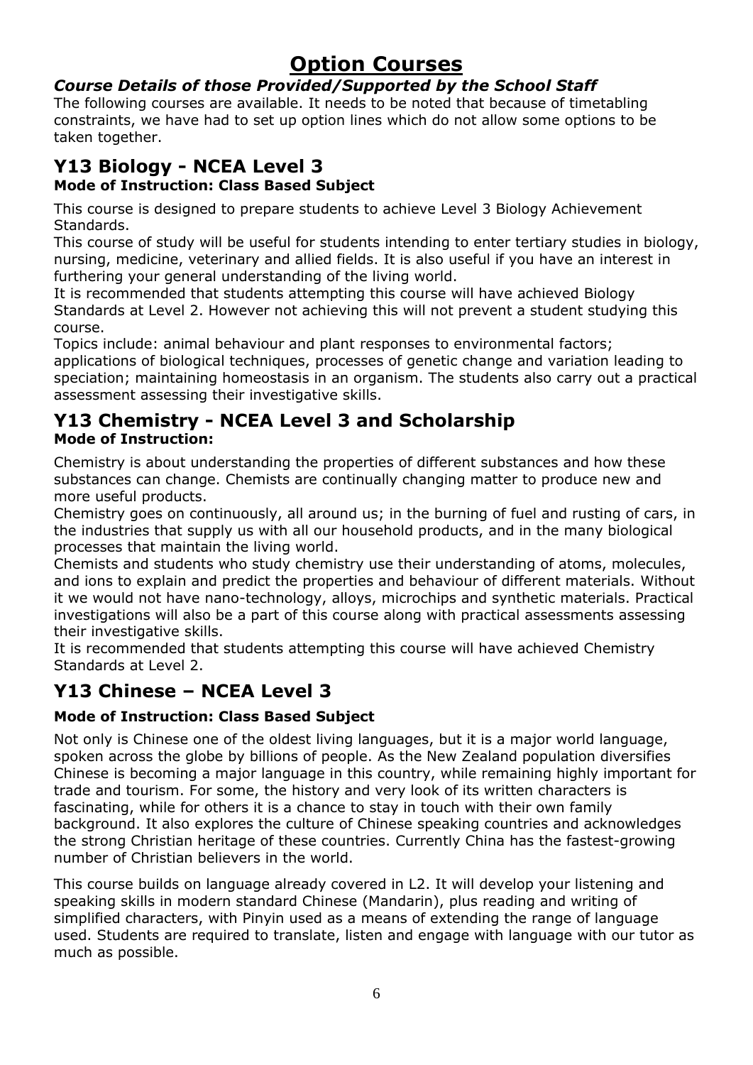# Option Courses

***Course Details of those Provided/Supported by the School Staff***

The following courses are available. It needs to be noted that because of timetabling constraints, we have had to set up option lines which do not allow some options to be taken together.

## Y13 Biology - NCEA Level 3

**Mode of Instruction: Class Based Subject**

This course is designed to prepare students to achieve Level 3 Biology Achievement Standards.

This course of study will be useful for students intending to enter tertiary studies in biology, nursing, medicine, veterinary and allied fields. It is also useful if you have an interest in furthering your general understanding of the living world.

It is recommended that students attempting this course will have achieved Biology Standards at Level 2. However not achieving this will not prevent a student studying this course.

Topics include: animal behaviour and plant responses to environmental factors; applications of biological techniques, processes of genetic change and variation leading to speciation; maintaining homeostasis in an organism. The students also carry out a practical assessment assessing their investigative skills.

## Y13 Chemistry - NCEA Level 3 and Scholarship

**Mode of Instruction:**

Chemistry is about understanding the properties of different substances and how these substances can change. Chemists are continually changing matter to produce new and more useful products.

Chemistry goes on continuously, all around us; in the burning of fuel and rusting of cars, in the industries that supply us with all our household products, and in the many biological processes that maintain the living world.

Chemists and students who study chemistry use their understanding of atoms, molecules, and ions to explain and predict the properties and behaviour of different materials. Without it we would not have nano-technology, alloys, microchips and synthetic materials. Practical investigations will also be a part of this course along with practical assessments assessing their investigative skills.

It is recommended that students attempting this course will have achieved Chemistry Standards at Level 2.

## Y13 Chinese – NCEA Level 3

**Mode of Instruction: Class Based Subject**

Not only is Chinese one of the oldest living languages, but it is a major world language, spoken across the globe by billions of people. As the New Zealand population diversifies Chinese is becoming a major language in this country, while remaining highly important for trade and tourism. For some, the history and very look of its written characters is fascinating, while for others it is a chance to stay in touch with their own family background. It also explores the culture of Chinese speaking countries and acknowledges the strong Christian heritage of these countries. Currently China has the fastest-growing number of Christian believers in the world.

This course builds on language already covered in L2. It will develop your listening and speaking skills in modern standard Chinese (Mandarin), plus reading and writing of simplified characters, with Pinyin used as a means of extending the range of language used. Students are required to translate, listen and engage with language with our tutor as much as possible.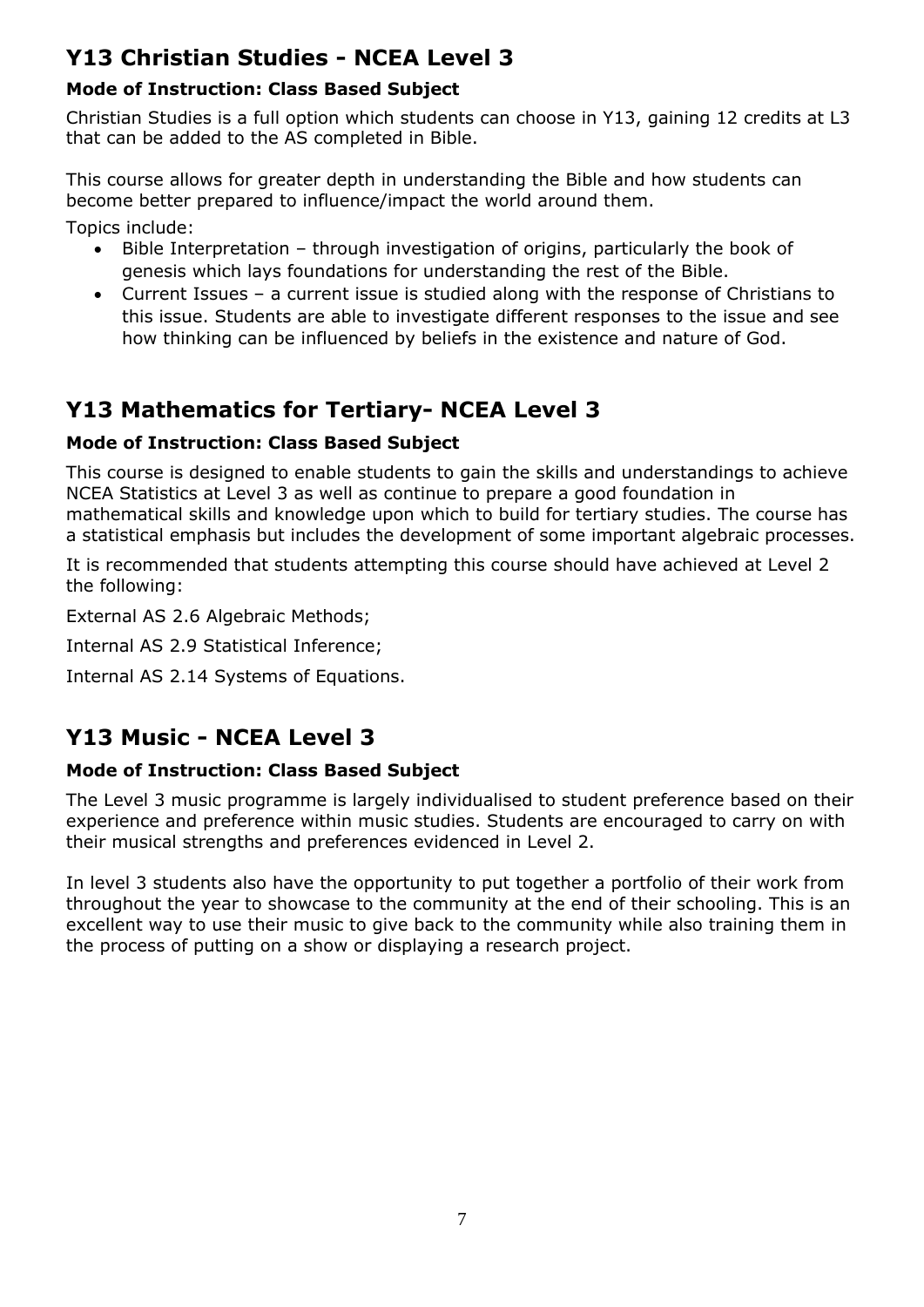## Y13 Christian Studies - NCEA Level 3

**Mode of Instruction: Class Based Subject**

Christian Studies is a full option which students can choose in Y13, gaining 12 credits at L3 that can be added to the AS completed in Bible.

This course allows for greater depth in understanding the Bible and how students can become better prepared to influence/impact the world around them.

Topics include:

- Bible Interpretation – through investigation of origins, particularly the book of genesis which lays foundations for understanding the rest of the Bible.
- Current Issues – a current issue is studied along with the response of Christians to this issue. Students are able to investigate different responses to the issue and see how thinking can be influenced by beliefs in the existence and nature of God.

## Y13 Mathematics for Tertiary- NCEA Level 3

**Mode of Instruction: Class Based Subject**

This course is designed to enable students to gain the skills and understandings to achieve NCEA Statistics at Level 3 as well as continue to prepare a good foundation in mathematical skills and knowledge upon which to build for tertiary studies. The course has a statistical emphasis but includes the development of some important algebraic processes.

It is recommended that students attempting this course should have achieved at Level 2 the following:

External AS 2.6 Algebraic Methods;

Internal AS 2.9 Statistical Inference;

Internal AS 2.14 Systems of Equations.

## Y13 Music - NCEA Level 3

**Mode of Instruction: Class Based Subject**

The Level 3 music programme is largely individualised to student preference based on their experience and preference within music studies. Students are encouraged to carry on with their musical strengths and preferences evidenced in Level 2.

In level 3 students also have the opportunity to put together a portfolio of their work from throughout the year to showcase to the community at the end of their schooling. This is an excellent way to use their music to give back to the community while also training them in the process of putting on a show or displaying a research project.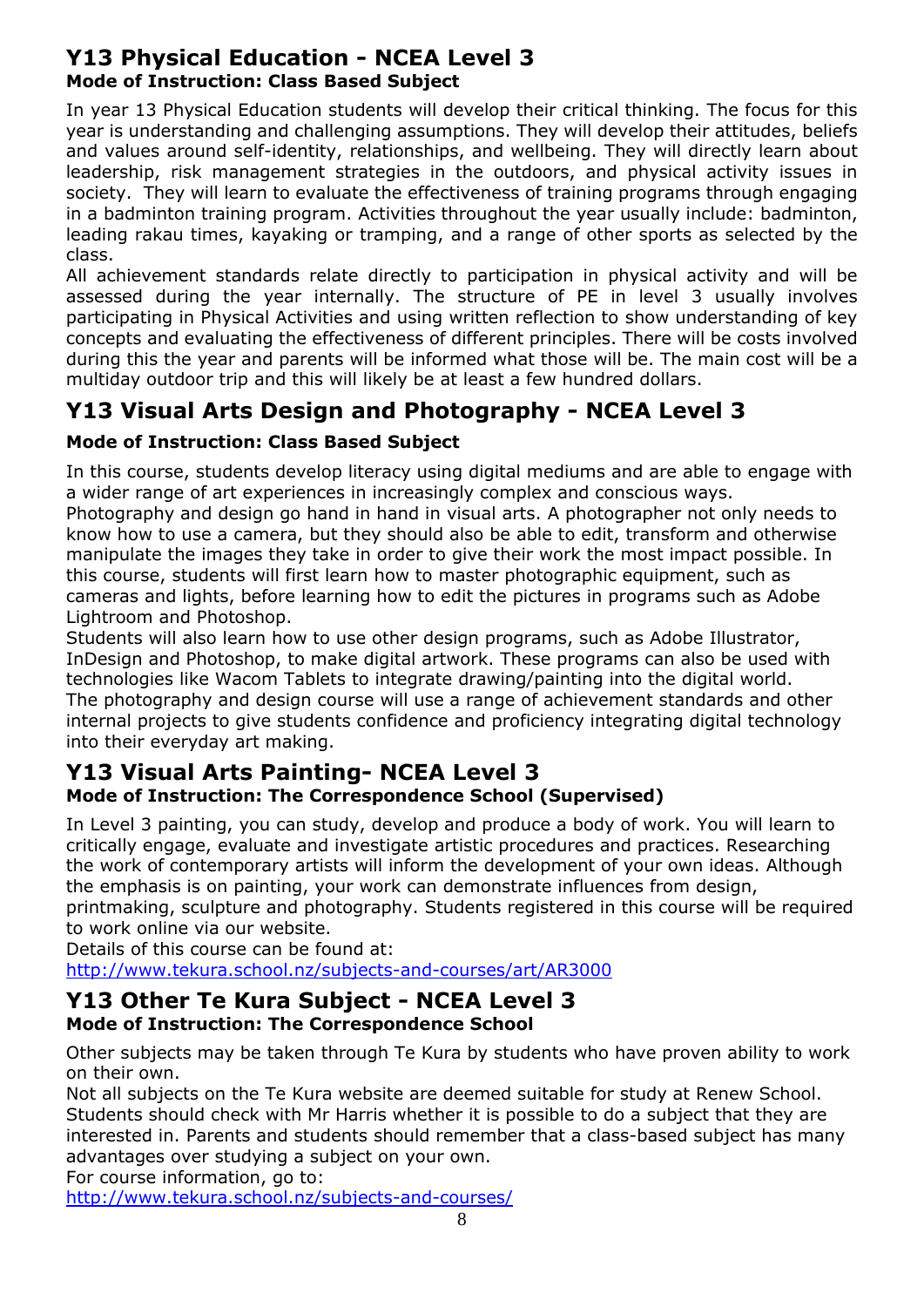## Y13 Physical Education - NCEA Level 3

**Mode of Instruction: Class Based Subject**

In year 13 Physical Education students will develop their critical thinking. The focus for this year is understanding and challenging assumptions. They will develop their attitudes, beliefs and values around self-identity, relationships, and wellbeing. They will directly learn about leadership, risk management strategies in the outdoors, and physical activity issues in society. They will learn to evaluate the effectiveness of training programs through engaging in a badminton training program. Activities throughout the year usually include: badminton, leading rakau times, kayaking or tramping, and a range of other sports as selected by the class.

All achievement standards relate directly to participation in physical activity and will be assessed during the year internally. The structure of PE in level 3 usually involves participating in Physical Activities and using written reflection to show understanding of key concepts and evaluating the effectiveness of different principles. There will be costs involved during this the year and parents will be informed what those will be. The main cost will be a multiday outdoor trip and this will likely be at least a few hundred dollars.

## Y13 Visual Arts Design and Photography - NCEA Level 3

**Mode of Instruction: Class Based Subject**

In this course, students develop literacy using digital mediums and are able to engage with a wider range of art experiences in increasingly complex and conscious ways.

Photography and design go hand in hand in visual arts. A photographer not only needs to know how to use a camera, but they should also be able to edit, transform and otherwise manipulate the images they take in order to give their work the most impact possible. In this course, students will first learn how to master photographic equipment, such as cameras and lights, before learning how to edit the pictures in programs such as Adobe Lightroom and Photoshop.

Students will also learn how to use other design programs, such as Adobe Illustrator, InDesign and Photoshop, to make digital artwork. These programs can also be used with technologies like Wacom Tablets to integrate drawing/painting into the digital world.

The photography and design course will use a range of achievement standards and other internal projects to give students confidence and proficiency integrating digital technology into their everyday art making.

## Y13 Visual Arts Painting- NCEA Level 3

**Mode of Instruction: The Correspondence School (Supervised)**

In Level 3 painting, you can study, develop and produce a body of work. You will learn to critically engage, evaluate and investigate artistic procedures and practices. Researching the work of contemporary artists will inform the development of your own ideas. Although the emphasis is on painting, your work can demonstrate influences from design, printmaking, sculpture and photography. Students registered in this course will be required to work online via our website.

Details of this course can be found at:
http://www.tekura.school.nz/subjects-and-courses/art/AR3000

## Y13 Other Te Kura Subject - NCEA Level 3

**Mode of Instruction: The Correspondence School**

Other subjects may be taken through Te Kura by students who have proven ability to work on their own.

Not all subjects on the Te Kura website are deemed suitable for study at Renew School. Students should check with Mr Harris whether it is possible to do a subject that they are interested in. Parents and students should remember that a class-based subject has many advantages over studying a subject on your own.

For course information, go to:
http://www.tekura.school.nz/subjects-and-courses/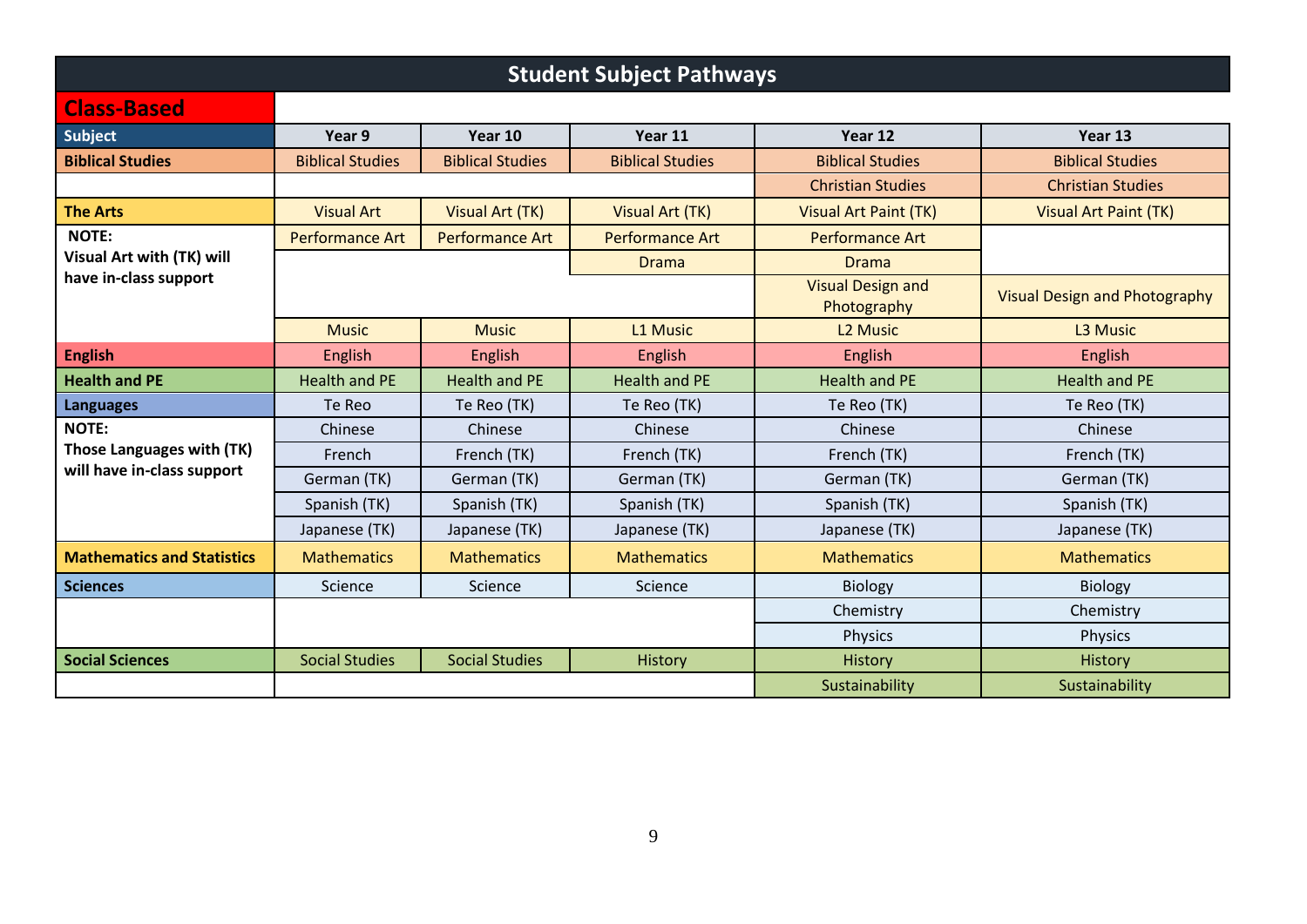# Student Subject Pathways

## Class-Based

| Subject | Year 9 | Year 10 | Year 11 | Year 12 | Year 13 |
|---|---|---|---|---|---|
| **Biblical Studies** | Biblical Studies | Biblical Studies | Biblical Studies | Biblical Studies | Biblical Studies |
| | | | | Christian Studies | Christian Studies |
| **The Arts** | Visual Art | Visual Art (TK) | Visual Art (TK) | Visual Art Paint (TK) | Visual Art Paint (TK) |
| **NOTE: Visual Art with (TK) will have in-class support** | Performance Art | Performance Art | Performance Art | Performance Art | |
| | | | Drama | Drama | |
| | | | | Visual Design and Photography | Visual Design and Photography |
| | Music | Music | L1 Music | L2 Music | L3 Music |
| **English** | English | English | English | English | English |
| **Health and PE** | Health and PE | Health and PE | Health and PE | Health and PE | Health and PE |
| **Languages** | Te Reo | Te Reo (TK) | Te Reo (TK) | Te Reo (TK) | Te Reo (TK) |
| **NOTE: Those Languages with (TK) will have in-class support** | Chinese | Chinese | Chinese | Chinese | Chinese |
| | French | French (TK) | French (TK) | French (TK) | French (TK) |
| | German (TK) | German (TK) | German (TK) | German (TK) | German (TK) |
| | Spanish (TK) | Spanish (TK) | Spanish (TK) | Spanish (TK) | Spanish (TK) |
| | Japanese (TK) | Japanese (TK) | Japanese (TK) | Japanese (TK) | Japanese (TK) |
| **Mathematics and Statistics** | Mathematics | Mathematics | Mathematics | Mathematics | Mathematics |
| **Sciences** | Science | Science | Science | Biology | Biology |
| | | | | Chemistry | Chemistry |
| | | | | Physics | Physics |
| **Social Sciences** | Social Studies | Social Studies | History | History | History |
| | | | | Sustainability | Sustainability |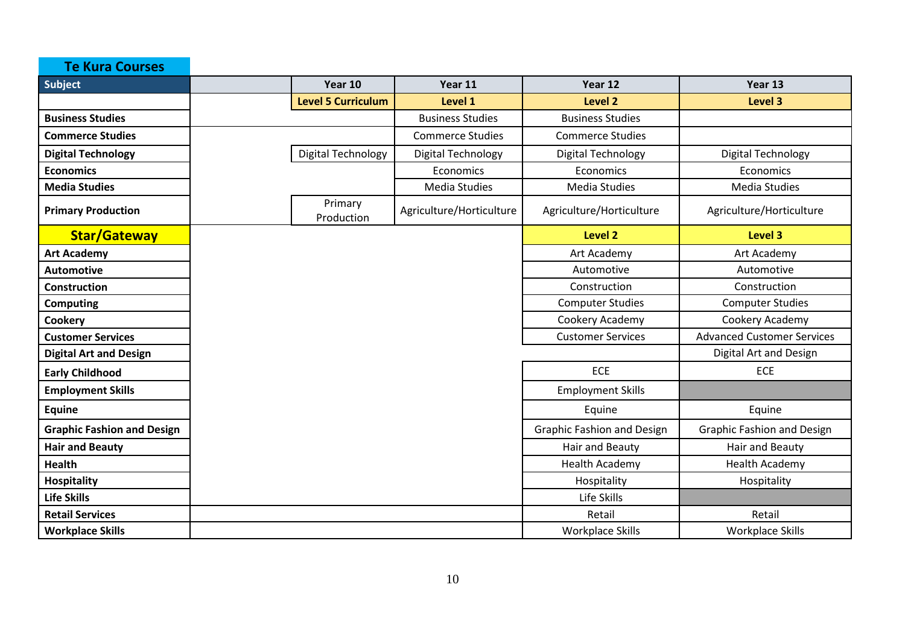| Te Kura Courses | | | | | |
|---|---|---|---|---|---|
| **Subject** | | **Year 10** | **Year 11** | **Year 12** | **Year 13** |
| | | **Level 5 Curriculum** | **Level 1** | **Level 2** | **Level 3** |
| **Business Studies** | | | Business Studies | Business Studies | |
| **Commerce Studies** | | | Commerce Studies | Commerce Studies | |
| **Digital Technology** | | Digital Technology | Digital Technology | Digital Technology | Digital Technology |
| **Economics** | | | Economics | Economics | Economics |
| **Media Studies** | | | Media Studies | Media Studies | Media Studies |
| **Primary Production** | | Primary Production | Agriculture/Horticulture | Agriculture/Horticulture | Agriculture/Horticulture |
| **Star/Gateway** | | | | **Level 2** | **Level 3** |
| **Art Academy** | | | | Art Academy | Art Academy |
| **Automotive** | | | | Automotive | Automotive |
| **Construction** | | | | Construction | Construction |
| **Computing** | | | | Computer Studies | Computer Studies |
| **Cookery** | | | | Cookery Academy | Cookery Academy |
| **Customer Services** | | | | Customer Services | Advanced Customer Services |
| **Digital Art and Design** | | | | | Digital Art and Design |
| **Early Childhood** | | | | ECE | ECE |
| **Employment Skills** | | | | Employment Skills | |
| **Equine** | | | | Equine | Equine |
| **Graphic Fashion and Design** | | | | Graphic Fashion and Design | Graphic Fashion and Design |
| **Hair and Beauty** | | | | Hair and Beauty | Hair and Beauty |
| **Health** | | | | Health Academy | Health Academy |
| **Hospitality** | | | | Hospitality | Hospitality |
| **Life Skills** | | | | Life Skills | |
| **Retail Services** | | | | Retail | Retail |
| **Workplace Skills** | | | | Workplace Skills | Workplace Skills |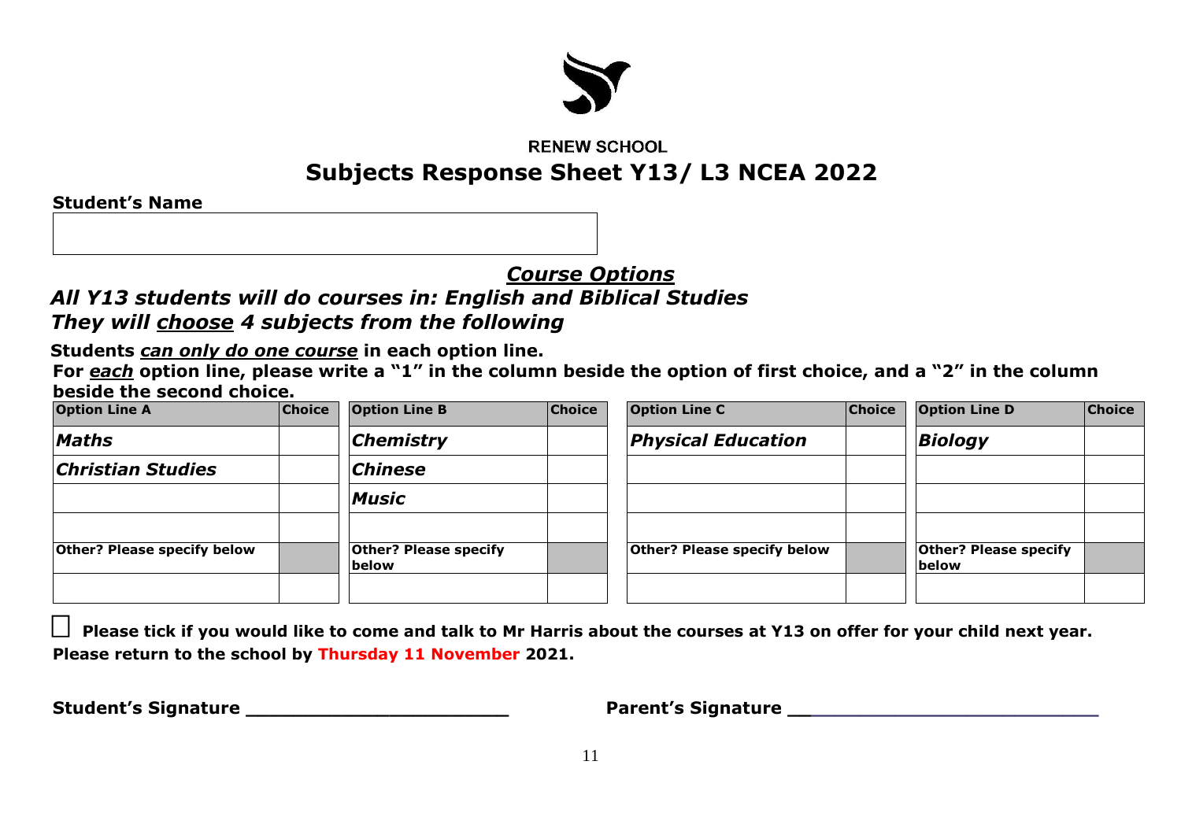RENEW SCHOOL

# Subjects Response Sheet Y13/ L3 NCEA 2022

**Student's Name**

| |
|---|
| |

## *Course Options*

### *All Y13 students will do courses in: English and Biblical Studies*

### *They will choose 4 subjects from the following*

**Students *can only do one course* in each option line.**

**For *each* option line, please write a "1" in the column beside the option of first choice, and a "2" in the column beside the second choice.**

| Option Line A | Choice | Option Line B | Choice | Option Line C | Choice | Option Line D | Choice |
|---|---|---|---|---|---|---|---|
| ***Maths*** | | ***Chemistry*** | | ***Physical Education*** | | ***Biology*** | |
| ***Christian Studies*** | | ***Chinese*** | | | | | |
| | | ***Music*** | | | | | |
| | | | | | | | |
| **Other? Please specify below** | | **Other? Please specify below** | | **Other? Please specify below** | | **Other? Please specify below** | |
| | | | | | | | |

☐ **Please tick if you would like to come and talk to Mr Harris about the courses at Y13 on offer for your child next year.**

**Please return to the school by Thursday 11 November 2021.**

**Student's Signature \_\_\_\_\_\_\_\_\_\_\_\_\_\_\_\_\_\_\_\_\_\_\_** **Parent's Signature \_\_\_\_\_\_\_\_\_\_\_\_\_\_\_\_\_\_\_\_\_\_\_\_\_\_**